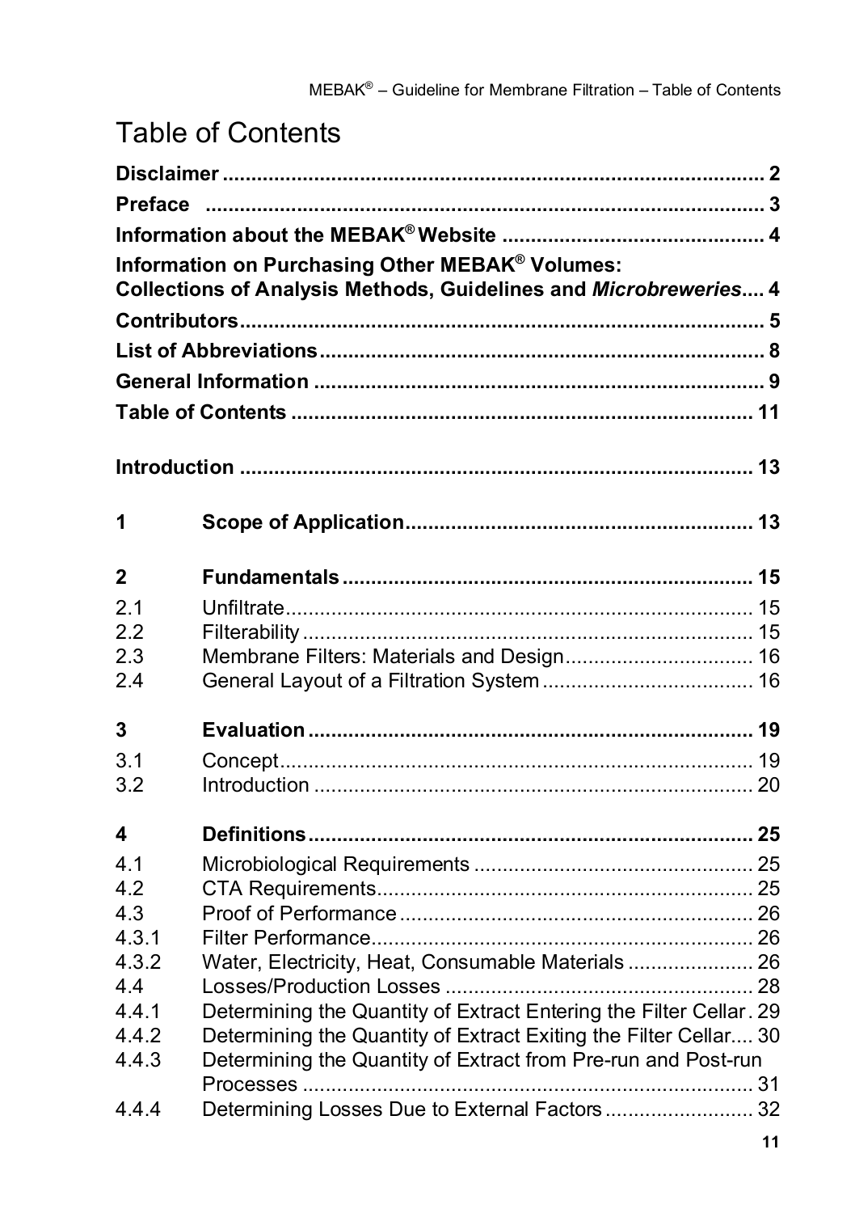# Table of Contents

**Disclaimer** ........................................................................................ 2

**Preface** ........................................................................................ 3

**Information about the MEBAK® Website** ............................................ 4

**Information on Purchasing Other MEBAK® Volumes: Collections of Analysis Methods, Guidelines and *Microbreweries*** .... 4

**Contributors** ........................................................................................ 5

**List of Abbreviations** ........................................................................ 8

**General Information** .......................................................................... 9

**Table of Contents** ............................................................................ 11

**Introduction** ...................................................................................... 13

| | | |
|---|---|---|
| **1** | **Scope of Application** | **13** |
| **2** | **Fundamentals** | **15** |
| 2.1 | Unfiltrate | 15 |
| 2.2 | Filterability | 15 |
| 2.3 | Membrane Filters: Materials and Design | 16 |
| 2.4 | General Layout of a Filtration System | 16 |
| **3** | **Evaluation** | **19** |
| 3.1 | Concept | 19 |
| 3.2 | Introduction | 20 |
| **4** | **Definitions** | **25** |
| 4.1 | Microbiological Requirements | 25 |
| 4.2 | CTA Requirements | 25 |
| 4.3 | Proof of Performance | 26 |
| 4.3.1 | Filter Performance | 26 |
| 4.3.2 | Water, Electricity, Heat, Consumable Materials | 26 |
| 4.4 | Losses/Production Losses | 28 |
| 4.4.1 | Determining the Quantity of Extract Entering the Filter Cellar | 29 |
| 4.4.2 | Determining the Quantity of Extract Exiting the Filter Cellar | 30 |
| 4.4.3 | Determining the Quantity of Extract from Pre-run and Post-run Processes | 31 |
| 4.4.4 | Determining Losses Due to External Factors | 32 |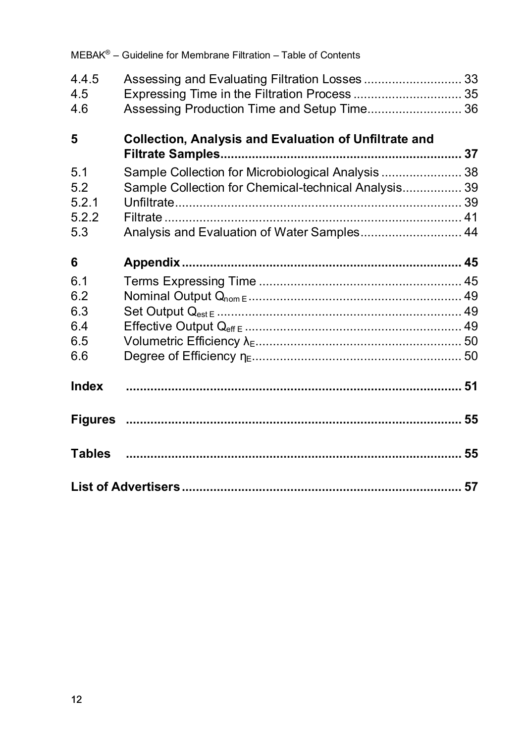| | | |
|---|---|---|
| 4.4.5 | Assessing and Evaluating Filtration Losses | 33 |
| 4.5 | Expressing Time in the Filtration Process | 35 |
| 4.6 | Assessing Production Time and Setup Time | 36 |
| **5** | **Collection, Analysis and Evaluation of Unfiltrate and Filtrate Samples** | **37** |
| 5.1 | Sample Collection for Microbiological Analysis | 38 |
| 5.2 | Sample Collection for Chemical-technical Analysis | 39 |
| 5.2.1 | Unfiltrate | 39 |
| 5.2.2 | Filtrate | 41 |
| 5.3 | Analysis and Evaluation of Water Samples | 44 |
| **6** | **Appendix** | **45** |
| 6.1 | Terms Expressing Time | 45 |
| 6.2 | Nominal Output $Q_{nom\,E}$ | 49 |
| 6.3 | Set Output $Q_{est\,E}$ | 49 |
| 6.4 | Effective Output $Q_{eff\,E}$ | 49 |
| 6.5 | Volumetric Efficiency $\lambda_E$ | 50 |
| 6.6 | Degree of Efficiency $\eta_E$ | 50 |
| **Index** | | **51** |
| **Figures** | | **55** |
| **Tables** | | **55** |
| **List of Advertisers** | | **57** |